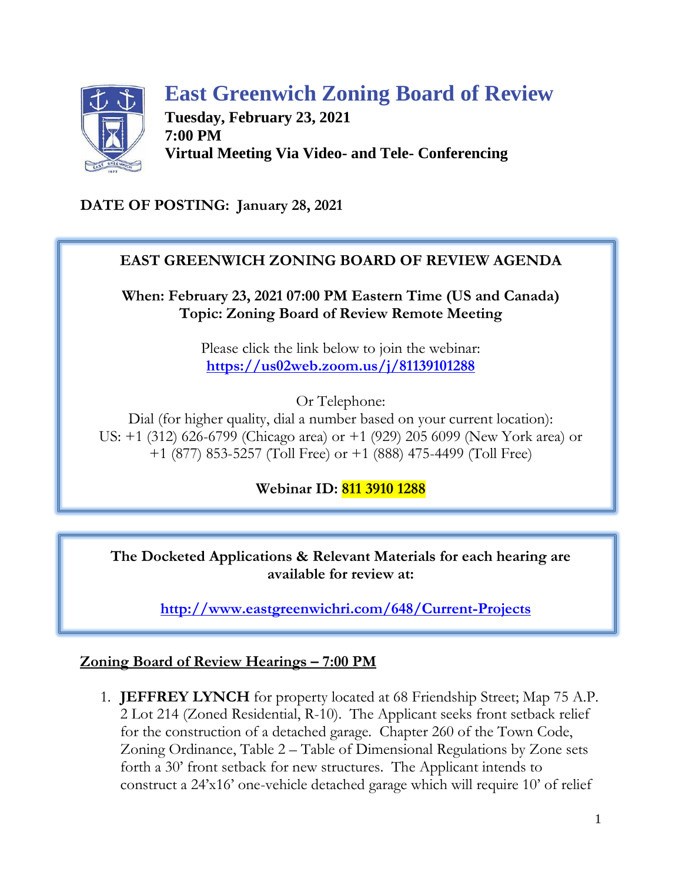# East Greenwich Zoning Board of Review

**Tuesday, February 23, 2021**
**7:00 PM**
**Virtual Meeting Via Video- and Tele- Conferencing**

**DATE OF POSTING: January 28, 2021**

---

**EAST GREENWICH ZONING BOARD OF REVIEW AGENDA**

**When: February 23, 2021 07:00 PM Eastern Time (US and Canada)**
**Topic: Zoning Board of Review Remote Meeting**

Please click the link below to join the webinar:
https://us02web.zoom.us/j/81139101288

Or Telephone:
Dial (for higher quality, dial a number based on your current location):
US: +1 (312) 626-6799 (Chicago area) or +1 (929) 205 6099 (New York area) or +1 (877) 853-5257 (Toll Free) or +1 (888) 475-4499 (Toll Free)

**Webinar ID: 811 3910 1288**

---

**The Docketed Applications & Relevant Materials for each hearing are available for review at:**

http://www.eastgreenwichri.com/648/Current-Projects

---

## Zoning Board of Review Hearings – 7:00 PM

1. **JEFFREY LYNCH** for property located at 68 Friendship Street; Map 75 A.P. 2 Lot 214 (Zoned Residential, R-10). The Applicant seeks front setback relief for the construction of a detached garage. Chapter 260 of the Town Code, Zoning Ordinance, Table 2 – Table of Dimensional Regulations by Zone sets forth a 30' front setback for new structures. The Applicant intends to construct a 24'x16' one-vehicle detached garage which will require 10' of relief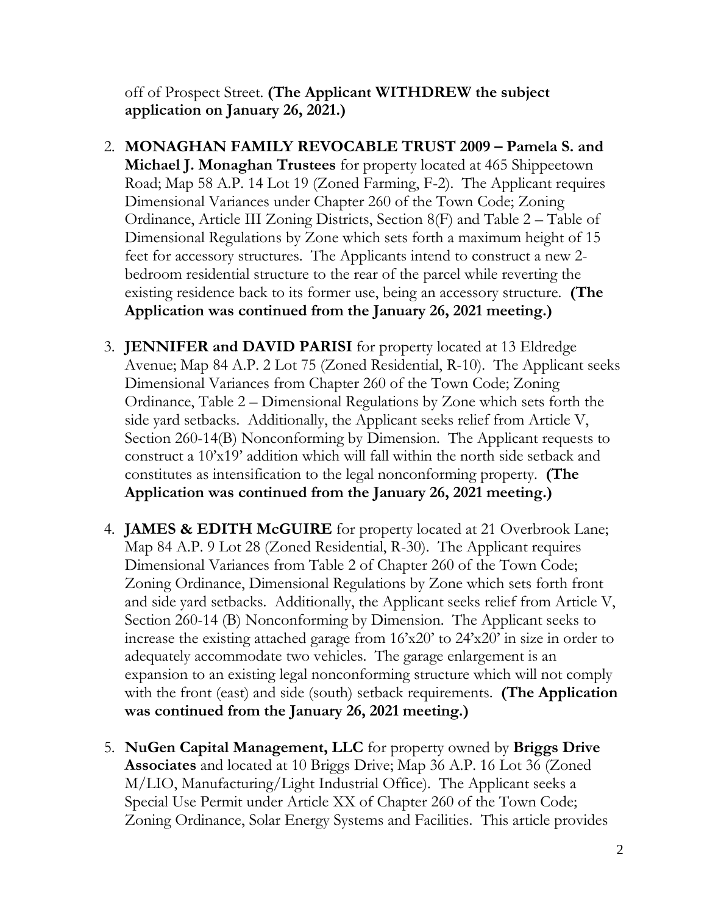off of Prospect Street. **(The Applicant WITHDREW the subject application on January 26, 2021.)**

2. **MONAGHAN FAMILY REVOCABLE TRUST 2009 – Pamela S. and Michael J. Monaghan Trustees** for property located at 465 Shippeetown Road; Map 58 A.P. 14 Lot 19 (Zoned Farming, F-2). The Applicant requires Dimensional Variances under Chapter 260 of the Town Code; Zoning Ordinance, Article III Zoning Districts, Section 8(F) and Table 2 – Table of Dimensional Regulations by Zone which sets forth a maximum height of 15 feet for accessory structures. The Applicants intend to construct a new 2-bedroom residential structure to the rear of the parcel while reverting the existing residence back to its former use, being an accessory structure. **(The Application was continued from the January 26, 2021 meeting.)**

3. **JENNIFER and DAVID PARISI** for property located at 13 Eldredge Avenue; Map 84 A.P. 2 Lot 75 (Zoned Residential, R-10). The Applicant seeks Dimensional Variances from Chapter 260 of the Town Code; Zoning Ordinance, Table 2 – Dimensional Regulations by Zone which sets forth the side yard setbacks. Additionally, the Applicant seeks relief from Article V, Section 260-14(B) Nonconforming by Dimension. The Applicant requests to construct a 10'x19' addition which will fall within the north side setback and constitutes as intensification to the legal nonconforming property. **(The Application was continued from the January 26, 2021 meeting.)**

4. **JAMES & EDITH McGUIRE** for property located at 21 Overbrook Lane; Map 84 A.P. 9 Lot 28 (Zoned Residential, R-30). The Applicant requires Dimensional Variances from Table 2 of Chapter 260 of the Town Code; Zoning Ordinance, Dimensional Regulations by Zone which sets forth front and side yard setbacks. Additionally, the Applicant seeks relief from Article V, Section 260-14 (B) Nonconforming by Dimension. The Applicant seeks to increase the existing attached garage from 16'x20' to 24'x20' in size in order to adequately accommodate two vehicles. The garage enlargement is an expansion to an existing legal nonconforming structure which will not comply with the front (east) and side (south) setback requirements. **(The Application was continued from the January 26, 2021 meeting.)**

5. **NuGen Capital Management, LLC** for property owned by **Briggs Drive Associates** and located at 10 Briggs Drive; Map 36 A.P. 16 Lot 36 (Zoned M/LIO, Manufacturing/Light Industrial Office). The Applicant seeks a Special Use Permit under Article XX of Chapter 260 of the Town Code; Zoning Ordinance, Solar Energy Systems and Facilities. This article provides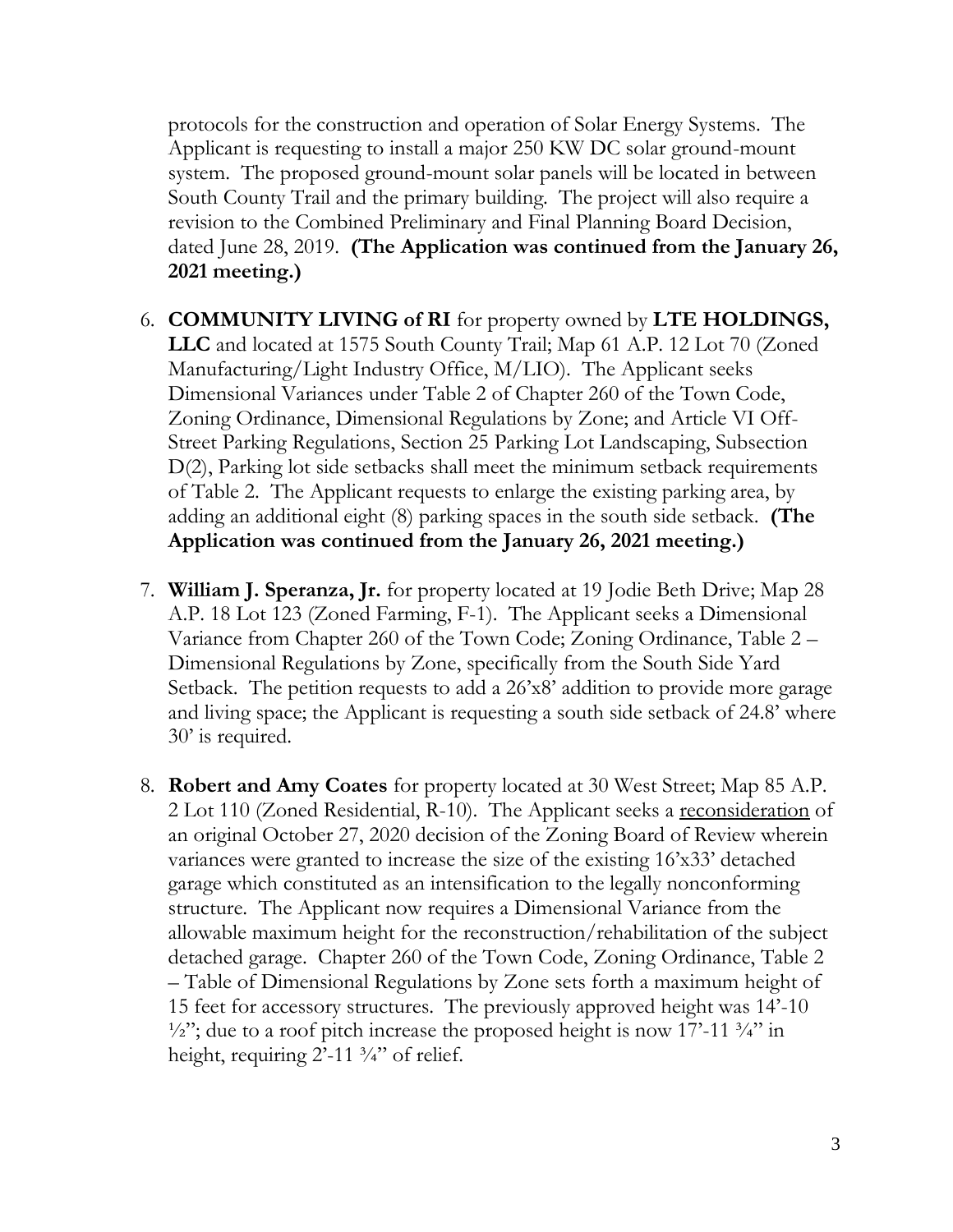protocols for the construction and operation of Solar Energy Systems. The Applicant is requesting to install a major 250 KW DC solar ground-mount system. The proposed ground-mount solar panels will be located in between South County Trail and the primary building. The project will also require a revision to the Combined Preliminary and Final Planning Board Decision, dated June 28, 2019. **(The Application was continued from the January 26, 2021 meeting.)**

6. **COMMUNITY LIVING of RI** for property owned by **LTE HOLDINGS, LLC** and located at 1575 South County Trail; Map 61 A.P. 12 Lot 70 (Zoned Manufacturing/Light Industry Office, M/LIO). The Applicant seeks Dimensional Variances under Table 2 of Chapter 260 of the Town Code, Zoning Ordinance, Dimensional Regulations by Zone; and Article VI Off-Street Parking Regulations, Section 25 Parking Lot Landscaping, Subsection D(2), Parking lot side setbacks shall meet the minimum setback requirements of Table 2. The Applicant requests to enlarge the existing parking area, by adding an additional eight (8) parking spaces in the south side setback. **(The Application was continued from the January 26, 2021 meeting.)**

7. **William J. Speranza, Jr.** for property located at 19 Jodie Beth Drive; Map 28 A.P. 18 Lot 123 (Zoned Farming, F-1). The Applicant seeks a Dimensional Variance from Chapter 260 of the Town Code; Zoning Ordinance, Table 2 – Dimensional Regulations by Zone, specifically from the South Side Yard Setback. The petition requests to add a 26'x8' addition to provide more garage and living space; the Applicant is requesting a south side setback of 24.8' where 30' is required.

8. **Robert and Amy Coates** for property located at 30 West Street; Map 85 A.P. 2 Lot 110 (Zoned Residential, R-10). The Applicant seeks a <u>reconsideration</u> of an original October 27, 2020 decision of the Zoning Board of Review wherein variances were granted to increase the size of the existing 16'x33' detached garage which constituted as an intensification to the legally nonconforming structure. The Applicant now requires a Dimensional Variance from the allowable maximum height for the reconstruction/rehabilitation of the subject detached garage. Chapter 260 of the Town Code, Zoning Ordinance, Table 2 – Table of Dimensional Regulations by Zone sets forth a maximum height of 15 feet for accessory structures. The previously approved height was 14'-10 ½"; due to a roof pitch increase the proposed height is now 17'-11 ¾" in height, requiring 2'-11 ¾" of relief.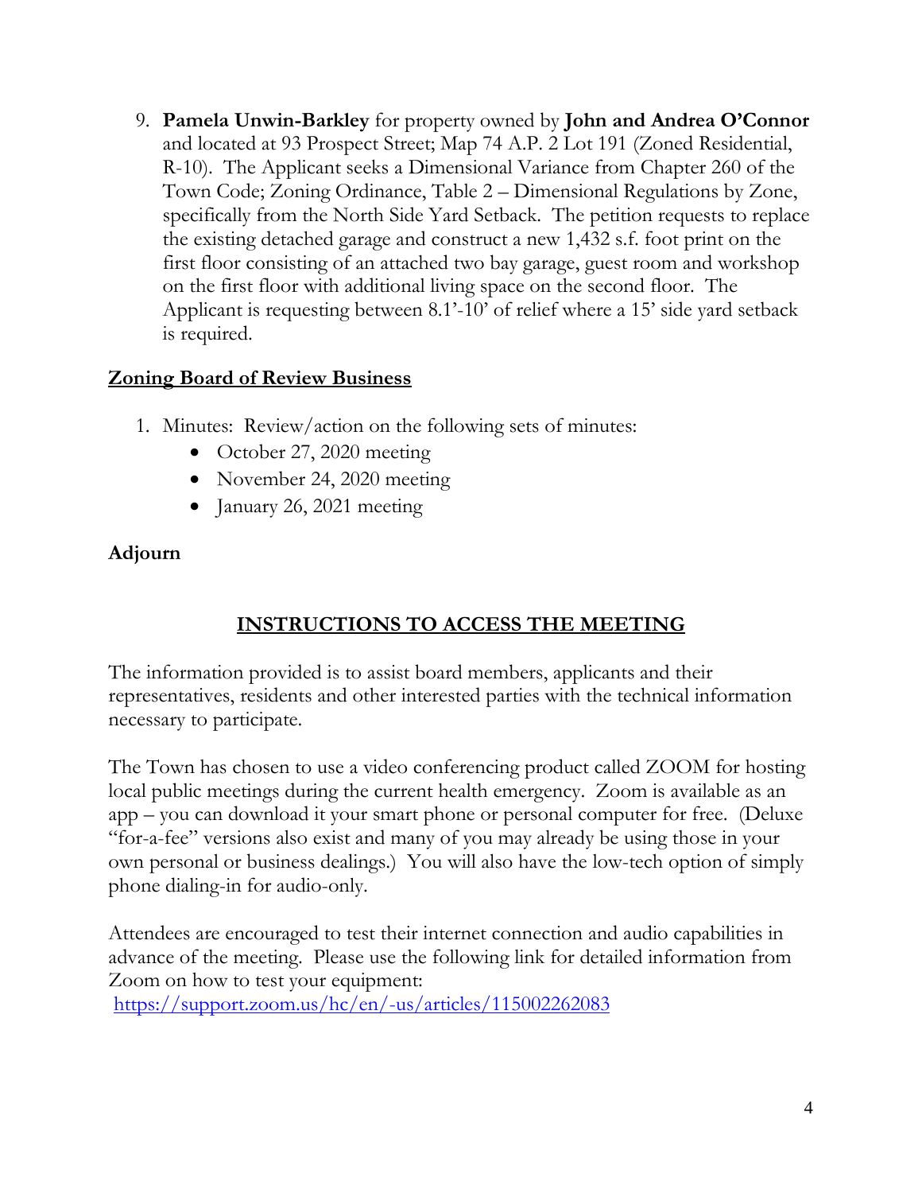9. **Pamela Unwin-Barkley** for property owned by **John and Andrea O'Connor** and located at 93 Prospect Street; Map 74 A.P. 2 Lot 191 (Zoned Residential, R-10). The Applicant seeks a Dimensional Variance from Chapter 260 of the Town Code; Zoning Ordinance, Table 2 – Dimensional Regulations by Zone, specifically from the North Side Yard Setback. The petition requests to replace the existing detached garage and construct a new 1,432 s.f. foot print on the first floor consisting of an attached two bay garage, guest room and workshop on the first floor with additional living space on the second floor. The Applicant is requesting between 8.1'-10' of relief where a 15' side yard setback is required.

## <u>Zoning Board of Review Business</u>

1. Minutes: Review/action on the following sets of minutes:
   - October 27, 2020 meeting
   - November 24, 2020 meeting
   - January 26, 2021 meeting

**Adjourn**

## <u>INSTRUCTIONS TO ACCESS THE MEETING</u>

The information provided is to assist board members, applicants and their representatives, residents and other interested parties with the technical information necessary to participate.

The Town has chosen to use a video conferencing product called ZOOM for hosting local public meetings during the current health emergency. Zoom is available as an app – you can download it your smart phone or personal computer for free. (Deluxe "for-a-fee" versions also exist and many of you may already be using those in your own personal or business dealings.) You will also have the low-tech option of simply phone dialing-in for audio-only.

Attendees are encouraged to test their internet connection and audio capabilities in advance of the meeting. Please use the following link for detailed information from Zoom on how to test your equipment:
https://support.zoom.us/hc/en/-us/articles/115002262083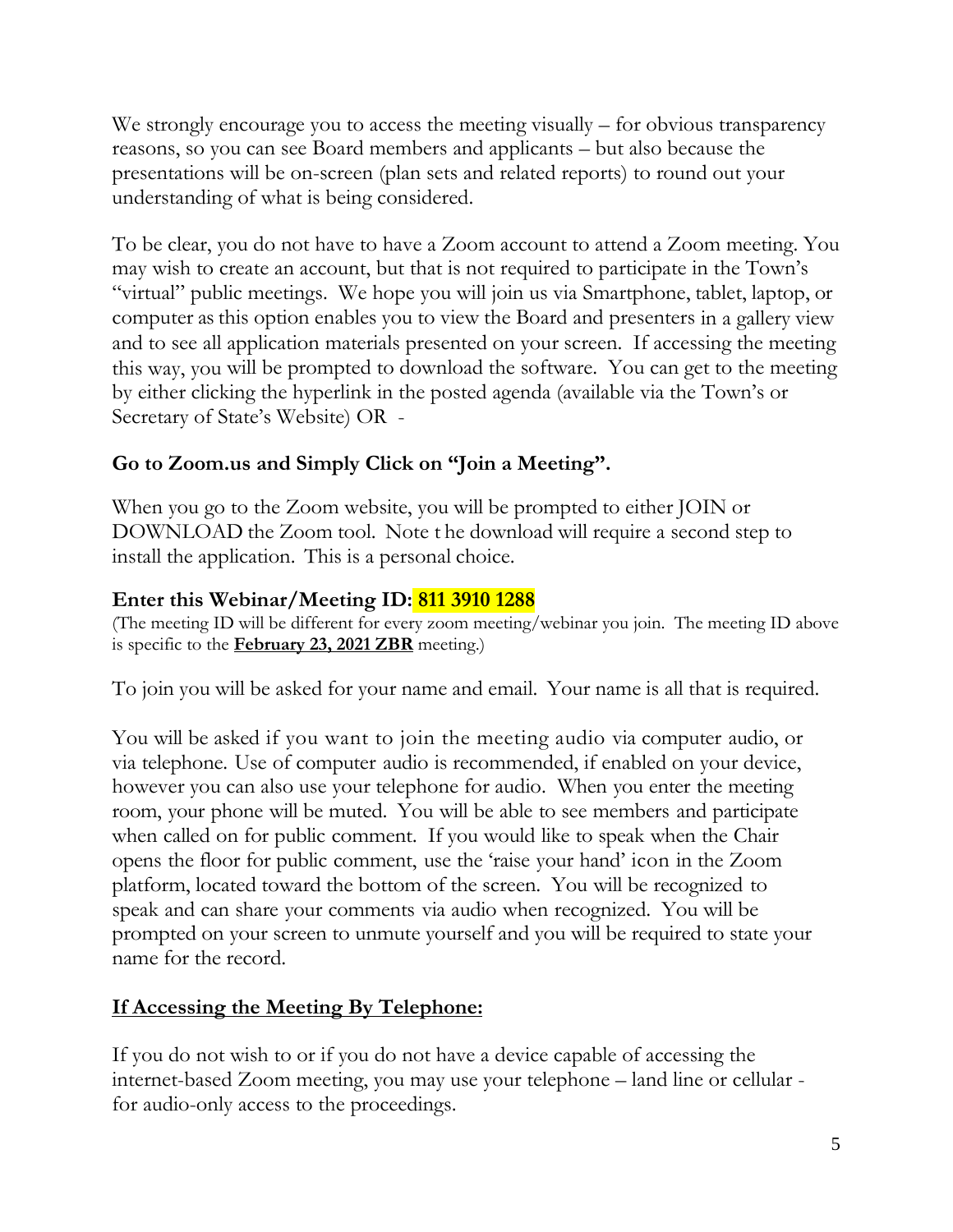We strongly encourage you to access the meeting visually – for obvious transparency reasons, so you can see Board members and applicants – but also because the presentations will be on-screen (plan sets and related reports) to round out your understanding of what is being considered.

To be clear, you do not have to have a Zoom account to attend a Zoom meeting. You may wish to create an account, but that is not required to participate in the Town's "virtual" public meetings. We hope you will join us via Smartphone, tablet, laptop, or computer as this option enables you to view the Board and presenters in a gallery view and to see all application materials presented on your screen. If accessing the meeting this way, you will be prompted to download the software. You can get to the meeting by either clicking the hyperlink in the posted agenda (available via the Town's or Secretary of State's Website) OR -

**Go to Zoom.us and Simply Click on "Join a Meeting".**

When you go to the Zoom website, you will be prompted to either JOIN or DOWNLOAD the Zoom tool. Note t he download will require a second step to install the application. This is a personal choice.

**Enter this Webinar/Meeting ID: 811 3910 1288**

(The meeting ID will be different for every zoom meeting/webinar you join. The meeting ID above is specific to the **February 23, 2021 ZBR** meeting.)

To join you will be asked for your name and email. Your name is all that is required.

You will be asked if you want to join the meeting audio via computer audio, or via telephone. Use of computer audio is recommended, if enabled on your device, however you can also use your telephone for audio. When you enter the meeting room, your phone will be muted. You will be able to see members and participate when called on for public comment. If you would like to speak when the Chair opens the floor for public comment, use the 'raise your hand' icon in the Zoom platform, located toward the bottom of the screen. You will be recognized to speak and can share your comments via audio when recognized. You will be prompted on your screen to unmute yourself and you will be required to state your name for the record.

**If Accessing the Meeting By Telephone:**

If you do not wish to or if you do not have a device capable of accessing the internet-based Zoom meeting, you may use your telephone – land line or cellular - for audio-only access to the proceedings.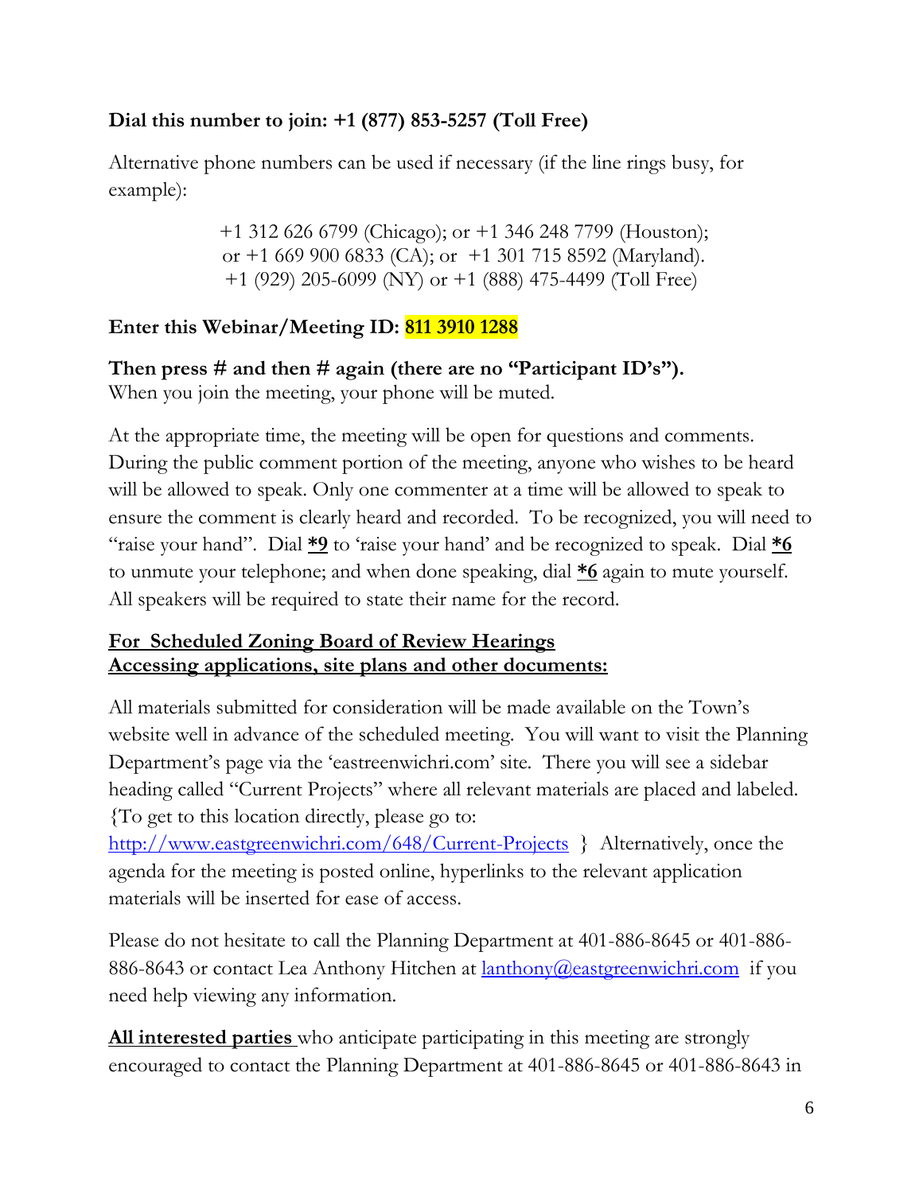**Dial this number to join: +1 (877) 853-5257 (Toll Free)**

Alternative phone numbers can be used if necessary (if the line rings busy, for example):

+1 312 626 6799 (Chicago); or +1 346 248 7799 (Houston); or +1 669 900 6833 (CA); or +1 301 715 8592 (Maryland). +1 (929) 205-6099 (NY) or +1 (888) 475-4499 (Toll Free)

**Enter this Webinar/Meeting ID: 811 3910 1288**

**Then press # and then # again (there are no "Participant ID's").**
When you join the meeting, your phone will be muted.

At the appropriate time, the meeting will be open for questions and comments. During the public comment portion of the meeting, anyone who wishes to be heard will be allowed to speak. Only one commenter at a time will be allowed to speak to ensure the comment is clearly heard and recorded. To be recognized, you will need to "raise your hand". Dial ***9** to 'raise your hand' and be recognized to speak. Dial ***6** to unmute your telephone; and when done speaking, dial ***6** again to mute yourself. All speakers will be required to state their name for the record.

**For Scheduled Zoning Board of Review Hearings**
**Accessing applications, site plans and other documents:**

All materials submitted for consideration will be made available on the Town's website well in advance of the scheduled meeting. You will want to visit the Planning Department's page via the 'eastreenwichri.com' site. There you will see a sidebar heading called "Current Projects" where all relevant materials are placed and labeled. {To get to this location directly, please go to: http://www.eastgreenwichri.com/648/Current-Projects } Alternatively, once the agenda for the meeting is posted online, hyperlinks to the relevant application materials will be inserted for ease of access.

Please do not hesitate to call the Planning Department at 401-886-8645 or 401-886-886-8643 or contact Lea Anthony Hitchen at lanthony@eastgreenwichri.com if you need help viewing any information.

**All interested parties** who anticipate participating in this meeting are strongly encouraged to contact the Planning Department at 401-886-8645 or 401-886-8643 in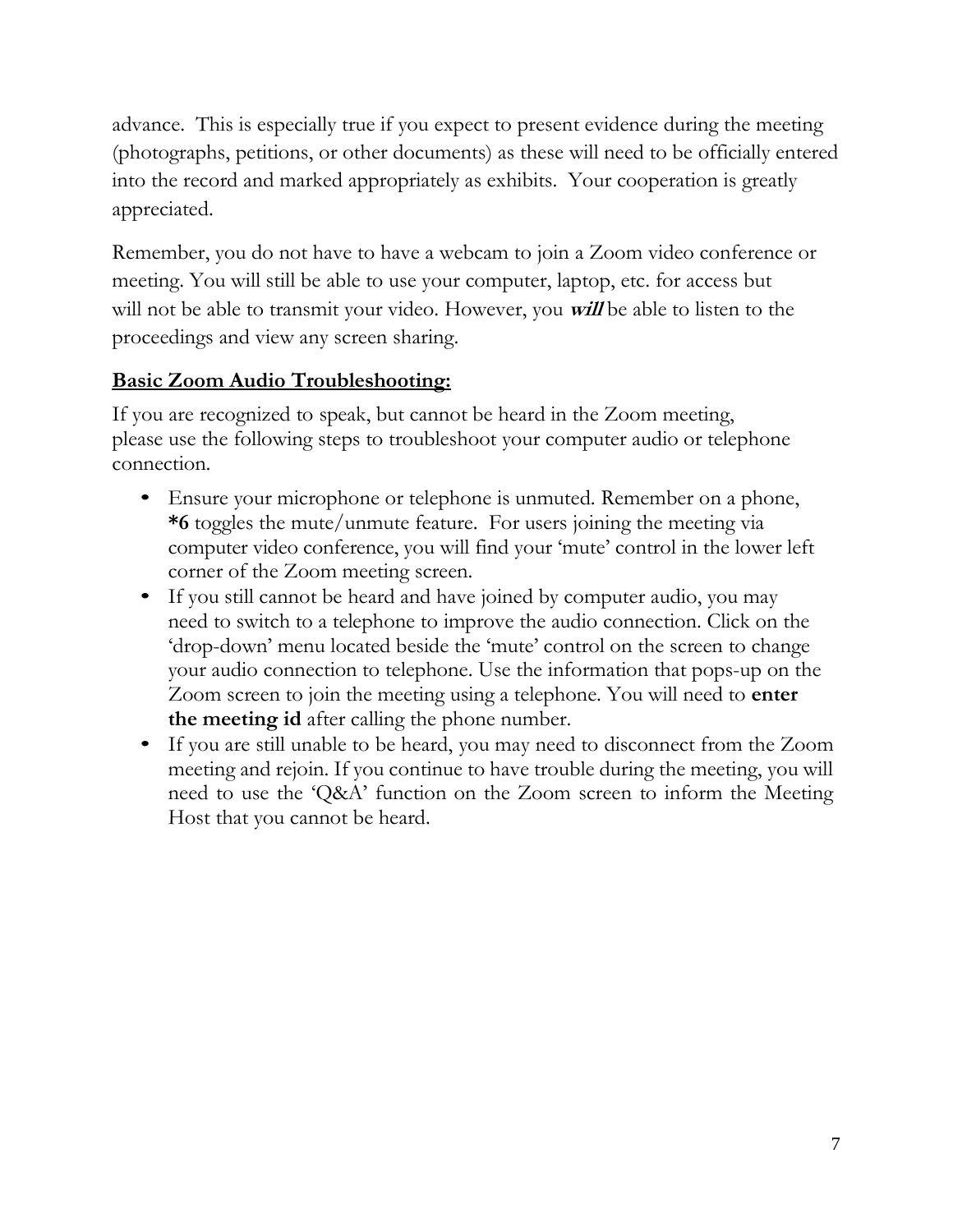advance. This is especially true if you expect to present evidence during the meeting (photographs, petitions, or other documents) as these will need to be officially entered into the record and marked appropriately as exhibits. Your cooperation is greatly appreciated.

Remember, you do not have to have a webcam to join a Zoom video conference or meeting. You will still be able to use your computer, laptop, etc. for access but will not be able to transmit your video. However, you ***will*** be able to listen to the proceedings and view any screen sharing.

**Basic Zoom Audio Troubleshooting:**

If you are recognized to speak, but cannot be heard in the Zoom meeting, please use the following steps to troubleshoot your computer audio or telephone connection.

- Ensure your microphone or telephone is unmuted. Remember on a phone, **\*6** toggles the mute/unmute feature. For users joining the meeting via computer video conference, you will find your 'mute' control in the lower left corner of the Zoom meeting screen.
- If you still cannot be heard and have joined by computer audio, you may need to switch to a telephone to improve the audio connection. Click on the 'drop-down' menu located beside the 'mute' control on the screen to change your audio connection to telephone. Use the information that pops-up on the Zoom screen to join the meeting using a telephone. You will need to **enter the meeting id** after calling the phone number.
- If you are still unable to be heard, you may need to disconnect from the Zoom meeting and rejoin. If you continue to have trouble during the meeting, you will need to use the 'Q&A' function on the Zoom screen to inform the Meeting Host that you cannot be heard.